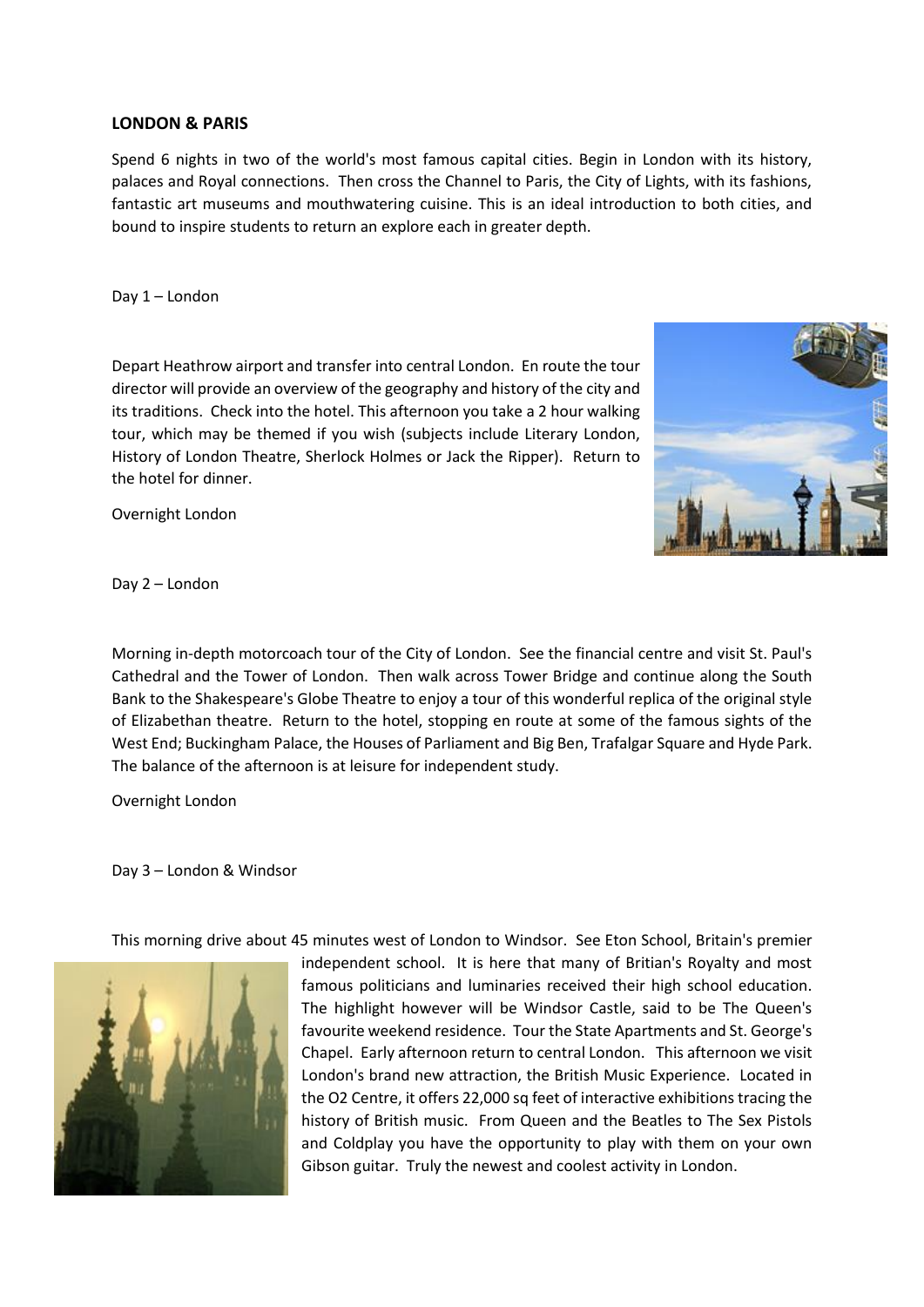**LONDON & PARIS**

Spend 6 nights in two of the world's most famous capital cities. Begin in London with its history, palaces and Royal connections. Then cross the Channel to Paris, the City of Lights, with its fashions, fantastic art museums and mouthwatering cuisine. This is an ideal introduction to both cities, and bound to inspire students to return an explore each in greater depth.

Day 1 – London

Depart Heathrow airport and transfer into central London. En route the tour director will provide an overview of the geography and history of the city and its traditions. Check into the hotel. This afternoon you take a 2 hour walking tour, which may be themed if you wish (subjects include Literary London, History of London Theatre, Sherlock Holmes or Jack the Ripper). Return to the hotel for dinner.

Overnight London

Day 2 – London

Morning in-depth motorcoach tour of the City of London. See the financial centre and visit St. Paul's Cathedral and the Tower of London. Then walk across Tower Bridge and continue along the South Bank to the Shakespeare's Globe Theatre to enjoy a tour of this wonderful replica of the original style of Elizabethan theatre. Return to the hotel, stopping en route at some of the famous sights of the West End; Buckingham Palace, the Houses of Parliament and Big Ben, Trafalgar Square and Hyde Park. The balance of the afternoon is at leisure for independent study.

Overnight London

Day 3 – London & Windsor

This morning drive about 45 minutes west of London to Windsor. See Eton School, Britain's premier independent school. It is here that many of Britian's Royalty and most famous politicians and luminaries received their high school education. The highlight however will be Windsor Castle, said to be The Queen's favourite weekend residence. Tour the State Apartments and St. George's Chapel. Early afternoon return to central London. This afternoon we visit London's brand new attraction, the British Music Experience. Located in the O2 Centre, it offers 22,000 sq feet of interactive exhibitions tracing the history of British music. From Queen and the Beatles to The Sex Pistols and Coldplay you have the opportunity to play with them on your own Gibson guitar. Truly the newest and coolest activity in London.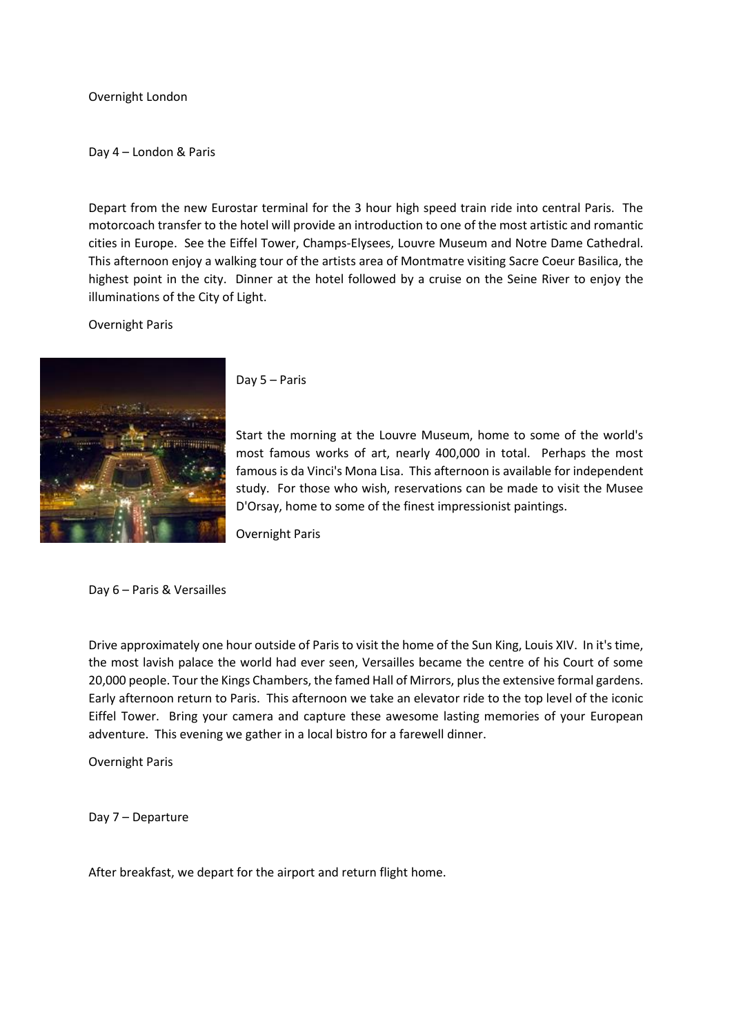Overnight London

Day 4 – London & Paris

Depart from the new Eurostar terminal for the 3 hour high speed train ride into central Paris. The motorcoach transfer to the hotel will provide an introduction to one of the most artistic and romantic cities in Europe. See the Eiffel Tower, Champs-Elysees, Louvre Museum and Notre Dame Cathedral. This afternoon enjoy a walking tour of the artists area of Montmatre visiting Sacre Coeur Basilica, the highest point in the city. Dinner at the hotel followed by a cruise on the Seine River to enjoy the illuminations of the City of Light.

Overnight Paris

Day 5 – Paris

Start the morning at the Louvre Museum, home to some of the world's most famous works of art, nearly 400,000 in total. Perhaps the most famous is da Vinci's Mona Lisa. This afternoon is available for independent study. For those who wish, reservations can be made to visit the Musee D'Orsay, home to some of the finest impressionist paintings.

Overnight Paris

Day 6 – Paris & Versailles

Drive approximately one hour outside of Paris to visit the home of the Sun King, Louis XIV. In it's time, the most lavish palace the world had ever seen, Versailles became the centre of his Court of some 20,000 people. Tour the Kings Chambers, the famed Hall of Mirrors, plus the extensive formal gardens. Early afternoon return to Paris. This afternoon we take an elevator ride to the top level of the iconic Eiffel Tower. Bring your camera and capture these awesome lasting memories of your European adventure. This evening we gather in a local bistro for a farewell dinner.

Overnight Paris

Day 7 – Departure

After breakfast, we depart for the airport and return flight home.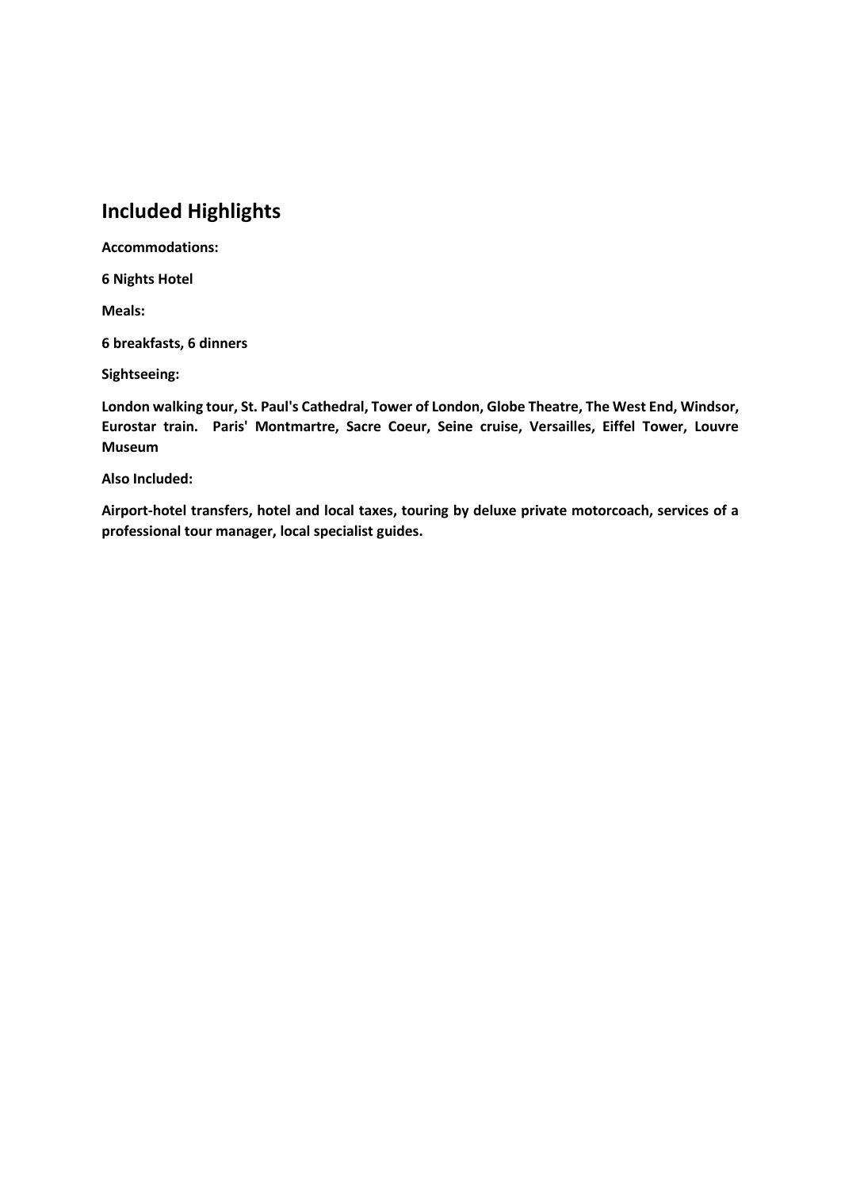## Included Highlights

**Accommodations:**

**6 Nights Hotel**

**Meals:**

**6 breakfasts, 6 dinners**

**Sightseeing:**

**London walking tour, St. Paul's Cathedral, Tower of London, Globe Theatre, The West End, Windsor, Eurostar train. Paris' Montmartre, Sacre Coeur, Seine cruise, Versailles, Eiffel Tower, Louvre Museum**

**Also Included:**

**Airport-hotel transfers, hotel and local taxes, touring by deluxe private motorcoach, services of a professional tour manager, local specialist guides.**